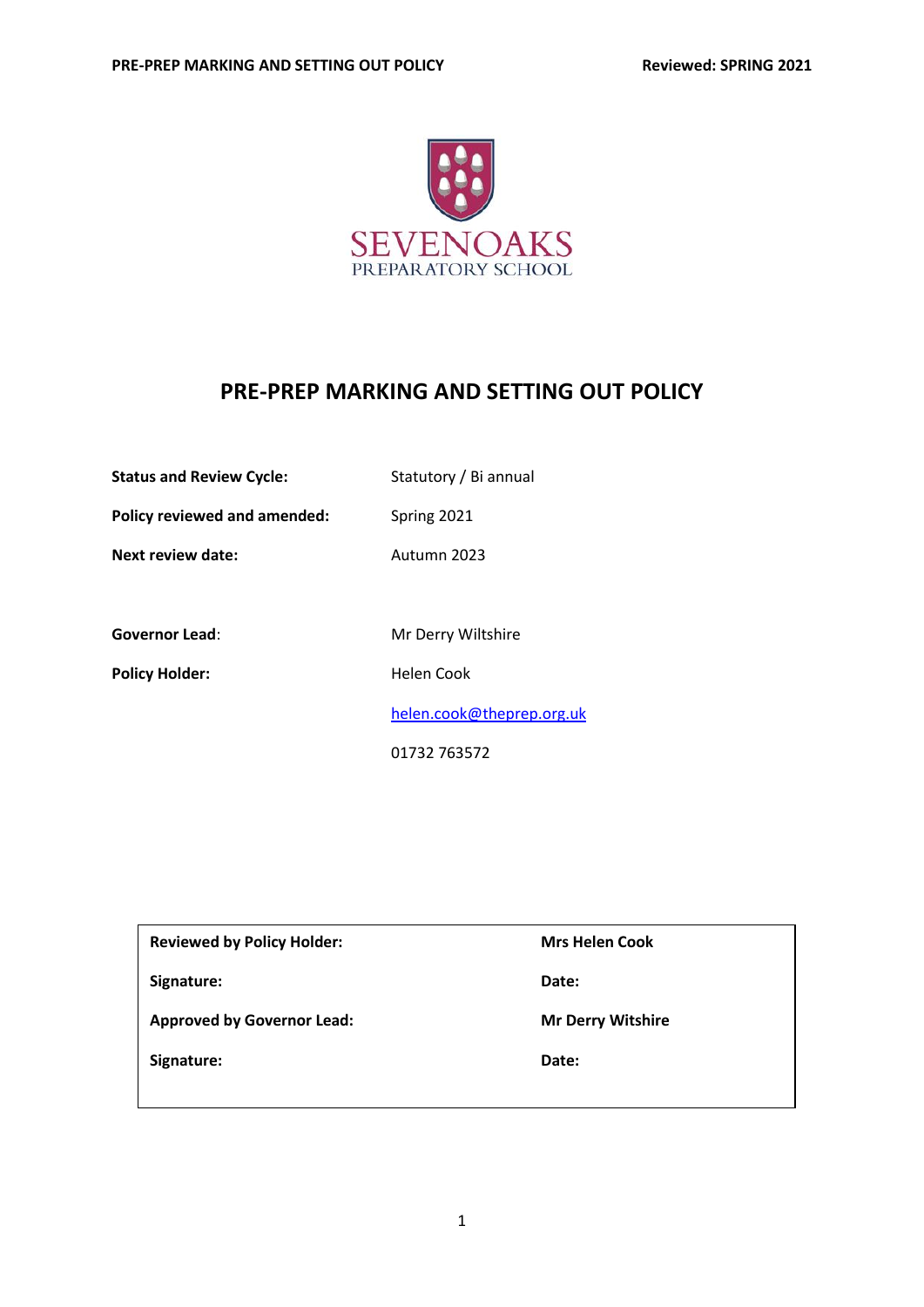SEVENOAKS
PREPARATORY SCHOOL

# PRE-PREP MARKING AND SETTING OUT POLICY

| | |
|---|---|
| **Status and Review Cycle:** | Statutory / Bi annual |
| **Policy reviewed and amended:** | Spring 2021 |
| **Next review date:** | Autumn 2023 |
| | |
| **Governor Lead**: | Mr Derry Wiltshire |
| **Policy Holder:** | Helen Cook |
| | helen.cook@theprep.org.uk |
| | 01732 763572 |

| | |
|---|---|
| **Reviewed by Policy Holder:** | **Mrs Helen Cook** |
| **Signature:** | **Date:** |
| **Approved by Governor Lead:** | **Mr Derry Witshire** |
| **Signature:** | **Date:** |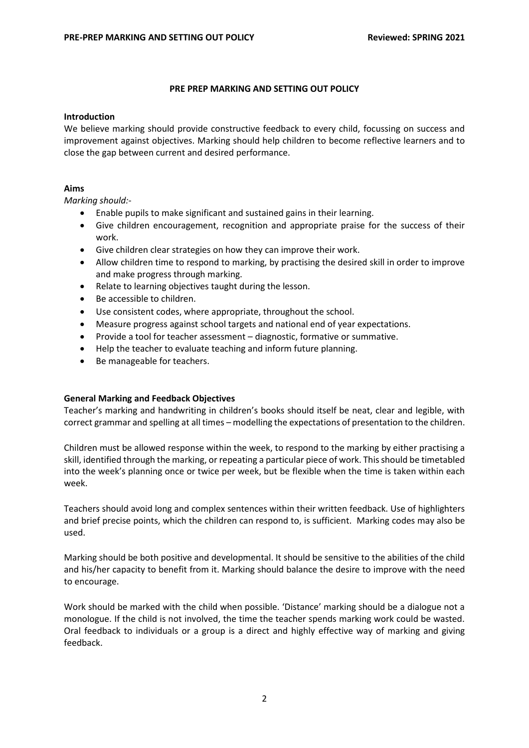# PRE PREP MARKING AND SETTING OUT POLICY

## Introduction

We believe marking should provide constructive feedback to every child, focussing on success and improvement against objectives. Marking should help children to become reflective learners and to close the gap between current and desired performance.

## Aims

*Marking should:-*

- Enable pupils to make significant and sustained gains in their learning.
- Give children encouragement, recognition and appropriate praise for the success of their work.
- Give children clear strategies on how they can improve their work.
- Allow children time to respond to marking, by practising the desired skill in order to improve and make progress through marking.
- Relate to learning objectives taught during the lesson.
- Be accessible to children.
- Use consistent codes, where appropriate, throughout the school.
- Measure progress against school targets and national end of year expectations.
- Provide a tool for teacher assessment – diagnostic, formative or summative.
- Help the teacher to evaluate teaching and inform future planning.
- Be manageable for teachers.

## General Marking and Feedback Objectives

Teacher's marking and handwriting in children's books should itself be neat, clear and legible, with correct grammar and spelling at all times – modelling the expectations of presentation to the children.

Children must be allowed response within the week, to respond to the marking by either practising a skill, identified through the marking, or repeating a particular piece of work. This should be timetabled into the week's planning once or twice per week, but be flexible when the time is taken within each week.

Teachers should avoid long and complex sentences within their written feedback. Use of highlighters and brief precise points, which the children can respond to, is sufficient. Marking codes may also be used.

Marking should be both positive and developmental. It should be sensitive to the abilities of the child and his/her capacity to benefit from it. Marking should balance the desire to improve with the need to encourage.

Work should be marked with the child when possible. 'Distance' marking should be a dialogue not a monologue. If the child is not involved, the time the teacher spends marking work could be wasted. Oral feedback to individuals or a group is a direct and highly effective way of marking and giving feedback.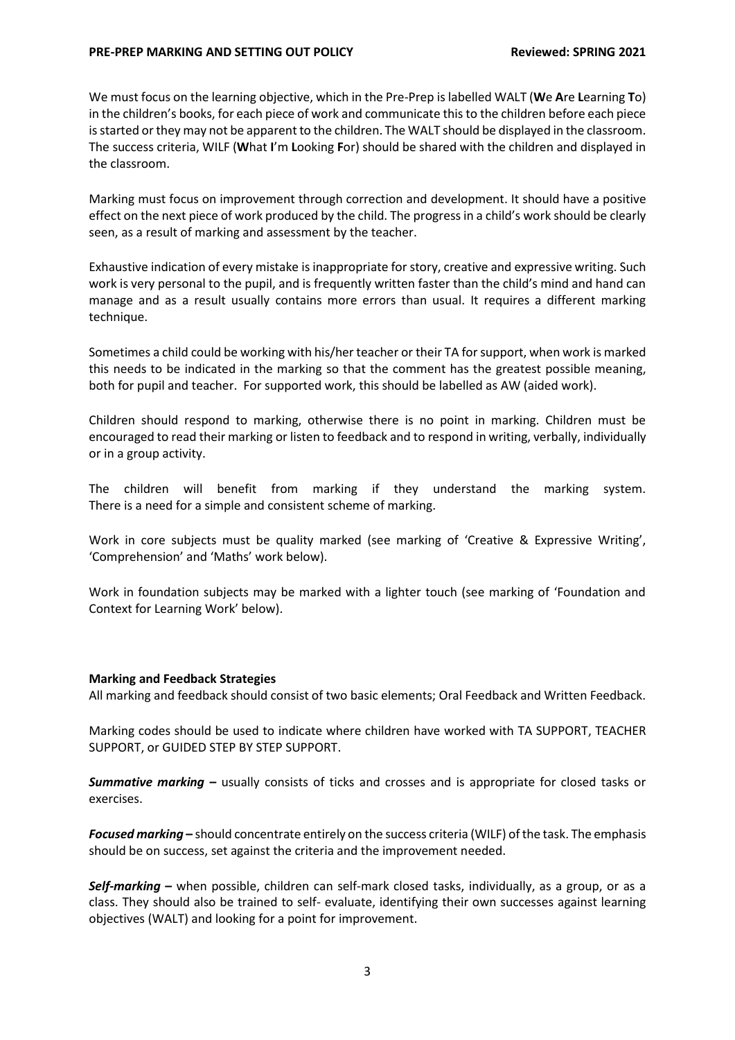We must focus on the learning objective, which in the Pre-Prep is labelled WALT (**W**e **A**re **L**earning **T**o) in the children's books, for each piece of work and communicate this to the children before each piece is started or they may not be apparent to the children. The WALT should be displayed in the classroom. The success criteria, WILF (**W**hat **I**'m **L**ooking **F**or) should be shared with the children and displayed in the classroom.

Marking must focus on improvement through correction and development. It should have a positive effect on the next piece of work produced by the child. The progress in a child's work should be clearly seen, as a result of marking and assessment by the teacher.

Exhaustive indication of every mistake is inappropriate for story, creative and expressive writing. Such work is very personal to the pupil, and is frequently written faster than the child's mind and hand can manage and as a result usually contains more errors than usual. It requires a different marking technique.

Sometimes a child could be working with his/her teacher or their TA for support, when work is marked this needs to be indicated in the marking so that the comment has the greatest possible meaning, both for pupil and teacher. For supported work, this should be labelled as AW (aided work).

Children should respond to marking, otherwise there is no point in marking. Children must be encouraged to read their marking or listen to feedback and to respond in writing, verbally, individually or in a group activity.

The children will benefit from marking if they understand the marking system. There is a need for a simple and consistent scheme of marking.

Work in core subjects must be quality marked (see marking of 'Creative & Expressive Writing', 'Comprehension' and 'Maths' work below).

Work in foundation subjects may be marked with a lighter touch (see marking of 'Foundation and Context for Learning Work' below).

**Marking and Feedback Strategies**

All marking and feedback should consist of two basic elements; Oral Feedback and Written Feedback.

Marking codes should be used to indicate where children have worked with TA SUPPORT, TEACHER SUPPORT, or GUIDED STEP BY STEP SUPPORT.

***Summative marking*** **–** usually consists of ticks and crosses and is appropriate for closed tasks or exercises.

***Focused marking*** **–** should concentrate entirely on the success criteria (WILF) of the task. The emphasis should be on success, set against the criteria and the improvement needed.

***Self-marking*** **–** when possible, children can self-mark closed tasks, individually, as a group, or as a class. They should also be trained to self- evaluate, identifying their own successes against learning objectives (WALT) and looking for a point for improvement.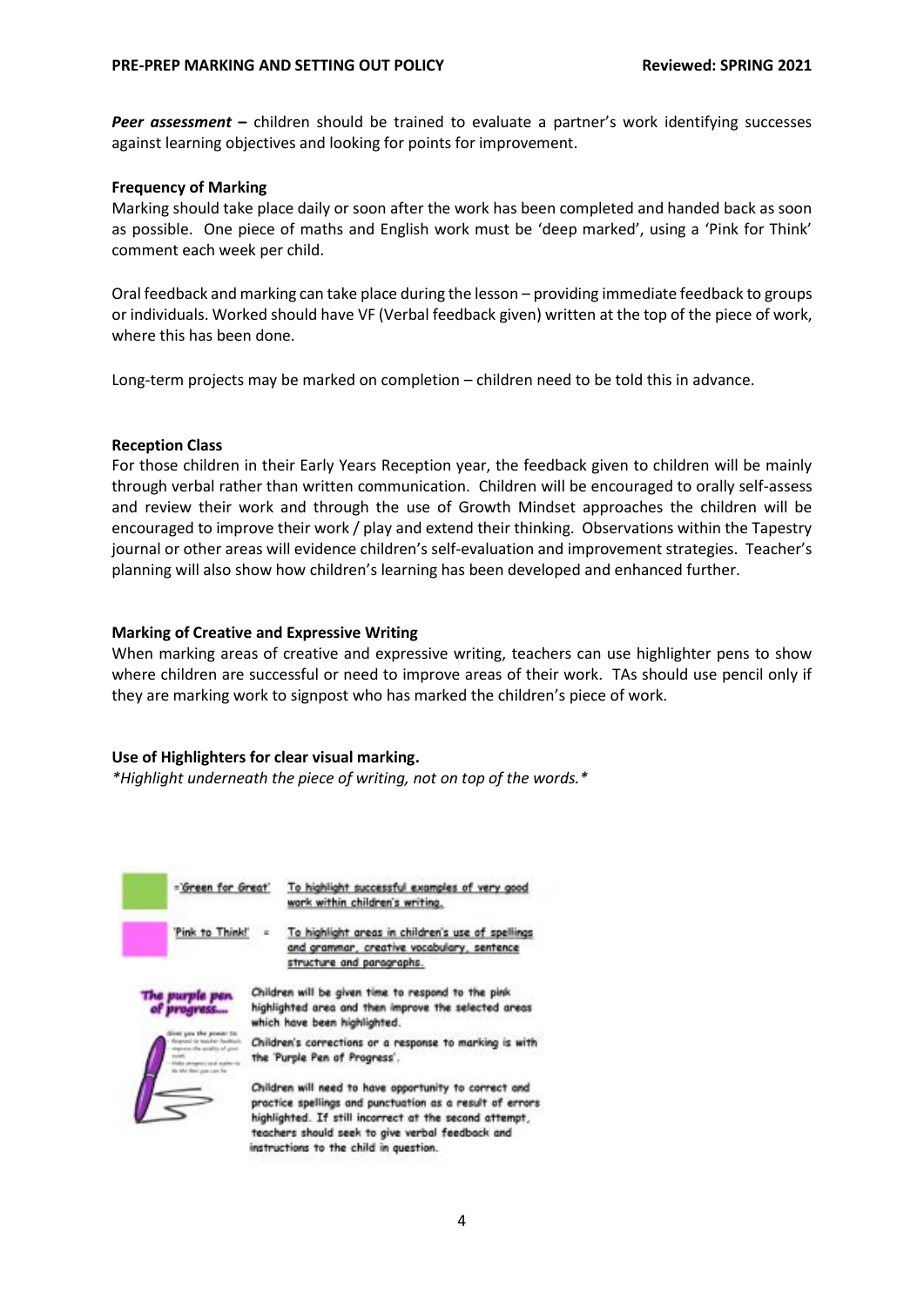***Peer assessment*** **–** children should be trained to evaluate a partner's work identifying successes against learning objectives and looking for points for improvement.

**Frequency of Marking**

Marking should take place daily or soon after the work has been completed and handed back as soon as possible. One piece of maths and English work must be 'deep marked', using a 'Pink for Think' comment each week per child.

Oral feedback and marking can take place during the lesson – providing immediate feedback to groups or individuals. Worked should have VF (Verbal feedback given) written at the top of the piece of work, where this has been done.

Long-term projects may be marked on completion – children need to be told this in advance.

**Reception Class**

For those children in their Early Years Reception year, the feedback given to children will be mainly through verbal rather than written communication. Children will be encouraged to orally self-assess and review their work and through the use of Growth Mindset approaches the children will be encouraged to improve their work / play and extend their thinking. Observations within the Tapestry journal or other areas will evidence children's self-evaluation and improvement strategies. Teacher's planning will also show how children's learning has been developed and enhanced further.

**Marking of Creative and Expressive Writing**

When marking areas of creative and expressive writing, teachers can use highlighter pens to show where children are successful or need to improve areas of their work. TAs should use pencil only if they are marking work to signpost who has marked the children's piece of work.

**Use of Highlighters for clear visual marking.**

*\*Highlight underneath the piece of writing, not on top of the words.\**

='Green for Great' To highlight successful examples of very good work within children's writing.

'Pink to Think!' = To highlight areas in children's use of spellings and grammar, creative vocabulary, sentence structure and paragraphs.

The purple pen of progress...

Children will be given time to respond to the pink highlighted area and then improve the selected areas which have been highlighted.

Children's corrections or a response to marking is with the 'Purple Pen of Progress'.

Children will need to have opportunity to correct and practice spellings and punctuation as a result of errors highlighted. If still incorrect at the second attempt, teachers should seek to give verbal feedback and instructions to the child in question.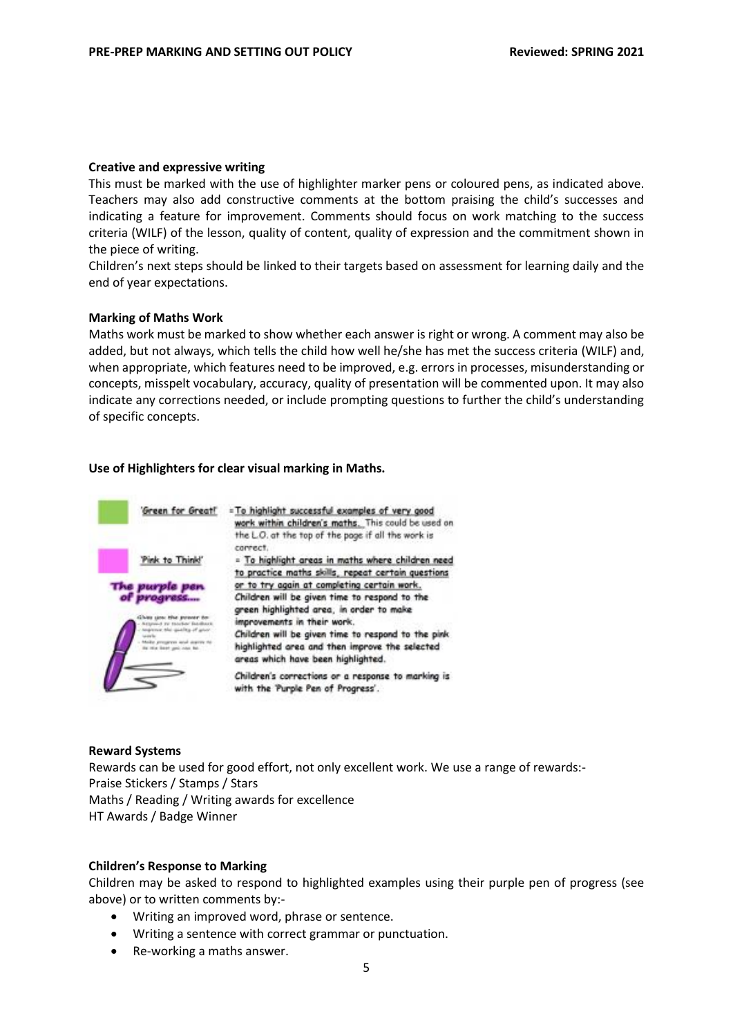### Creative and expressive writing

This must be marked with the use of highlighter marker pens or coloured pens, as indicated above. Teachers may also add constructive comments at the bottom praising the child's successes and indicating a feature for improvement. Comments should focus on work matching to the success criteria (WILF) of the lesson, quality of content, quality of expression and the commitment shown in the piece of writing.

Children's next steps should be linked to their targets based on assessment for learning daily and the end of year expectations.

### Marking of Maths Work

Maths work must be marked to show whether each answer is right or wrong. A comment may also be added, but not always, which tells the child how well he/she has met the success criteria (WILF) and, when appropriate, which features need to be improved, e.g. errors in processes, misunderstanding or concepts, misspelt vocabulary, accuracy, quality of presentation will be commented upon. It may also indicate any corrections needed, or include prompting questions to further the child's understanding of specific concepts.

### Use of Highlighters for clear visual marking in Maths.

'Green for Great!' = To highlight successful examples of very good work within children's maths. This could be used on the L.O. at the top of the page if all the work is correct.

'Pink to Think!' = To highlight areas in maths where children need to practice maths skills, repeat certain questions or to try again at completing certain work.

**The purple pen of progress....**

Children will be given time to respond to the green highlighted area, in order to make improvements in their work.

Children will be given time to respond to the pink highlighted area and then improve the selected areas which have been highlighted.

Children's corrections or a response to marking is with the 'Purple Pen of Progress'.

### Reward Systems

Rewards can be used for good effort, not only excellent work. We use a range of rewards:-
Praise Stickers / Stamps / Stars
Maths / Reading / Writing awards for excellence
HT Awards / Badge Winner

### Children's Response to Marking

Children may be asked to respond to highlighted examples using their purple pen of progress (see above) or to written comments by:-

- Writing an improved word, phrase or sentence.
- Writing a sentence with correct grammar or punctuation.
- Re-working a maths answer.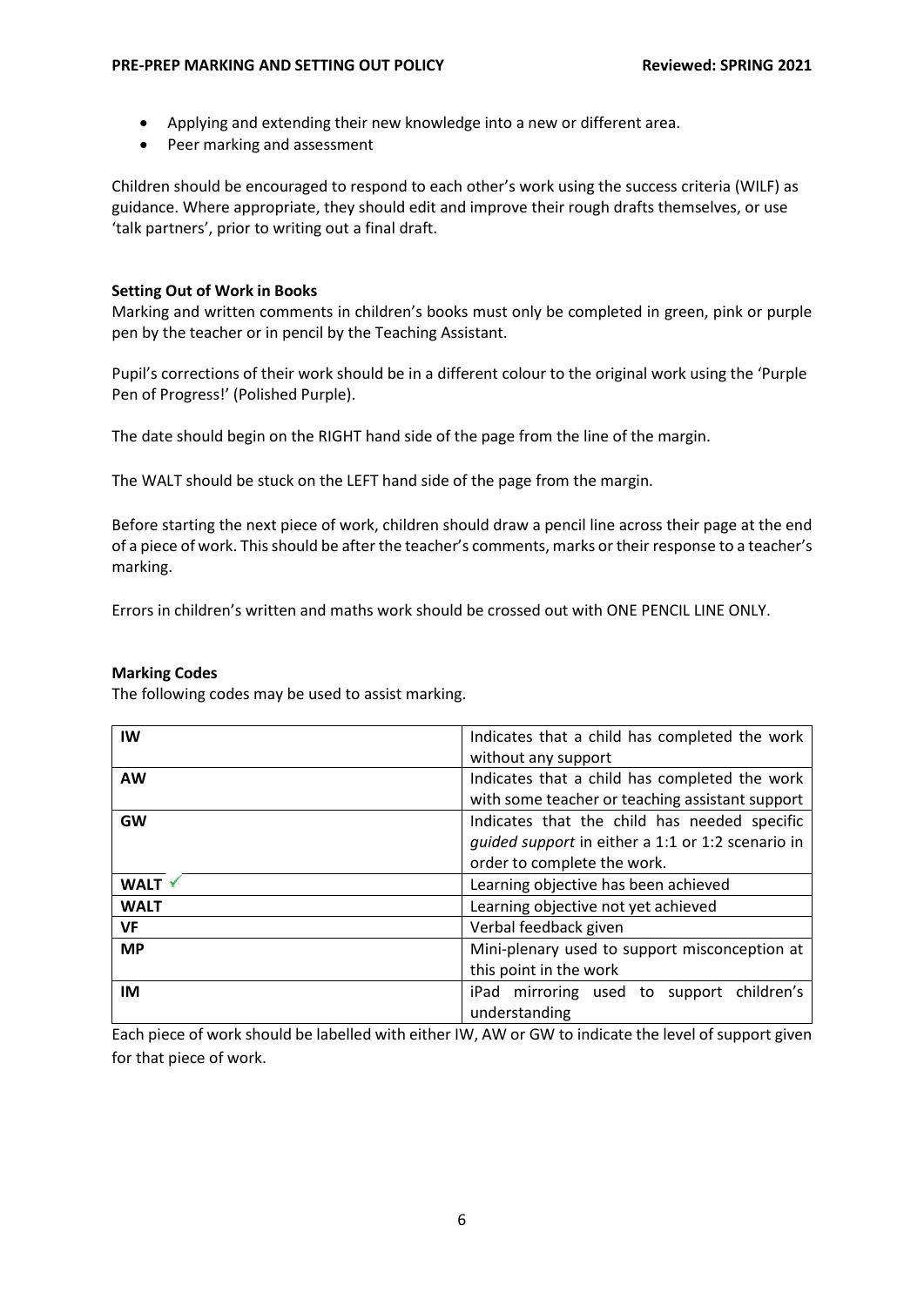- Applying and extending their new knowledge into a new or different area.
- Peer marking and assessment

Children should be encouraged to respond to each other's work using the success criteria (WILF) as guidance. Where appropriate, they should edit and improve their rough drafts themselves, or use 'talk partners', prior to writing out a final draft.

**Setting Out of Work in Books**

Marking and written comments in children's books must only be completed in green, pink or purple pen by the teacher or in pencil by the Teaching Assistant.

Pupil's corrections of their work should be in a different colour to the original work using the 'Purple Pen of Progress!' (Polished Purple).

The date should begin on the RIGHT hand side of the page from the line of the margin.

The WALT should be stuck on the LEFT hand side of the page from the margin.

Before starting the next piece of work, children should draw a pencil line across their page at the end of a piece of work. This should be after the teacher's comments, marks or their response to a teacher's marking.

Errors in children's written and maths work should be crossed out with ONE PENCIL LINE ONLY.

**Marking Codes**

The following codes may be used to assist marking.

| | |
|---|---|
| **IW** | Indicates that a child has completed the work without any support |
| **AW** | Indicates that a child has completed the work with some teacher or teaching assistant support |
| **GW** | Indicates that the child has needed specific *guided support* in either a 1:1 or 1:2 scenario in order to complete the work. |
| **WALT** ✓ | Learning objective has been achieved |
| **WALT** | Learning objective not yet achieved |
| **VF** | Verbal feedback given |
| **MP** | Mini-plenary used to support misconception at this point in the work |
| **IM** | iPad mirroring used to support children's understanding |

Each piece of work should be labelled with either IW, AW or GW to indicate the level of support given for that piece of work.